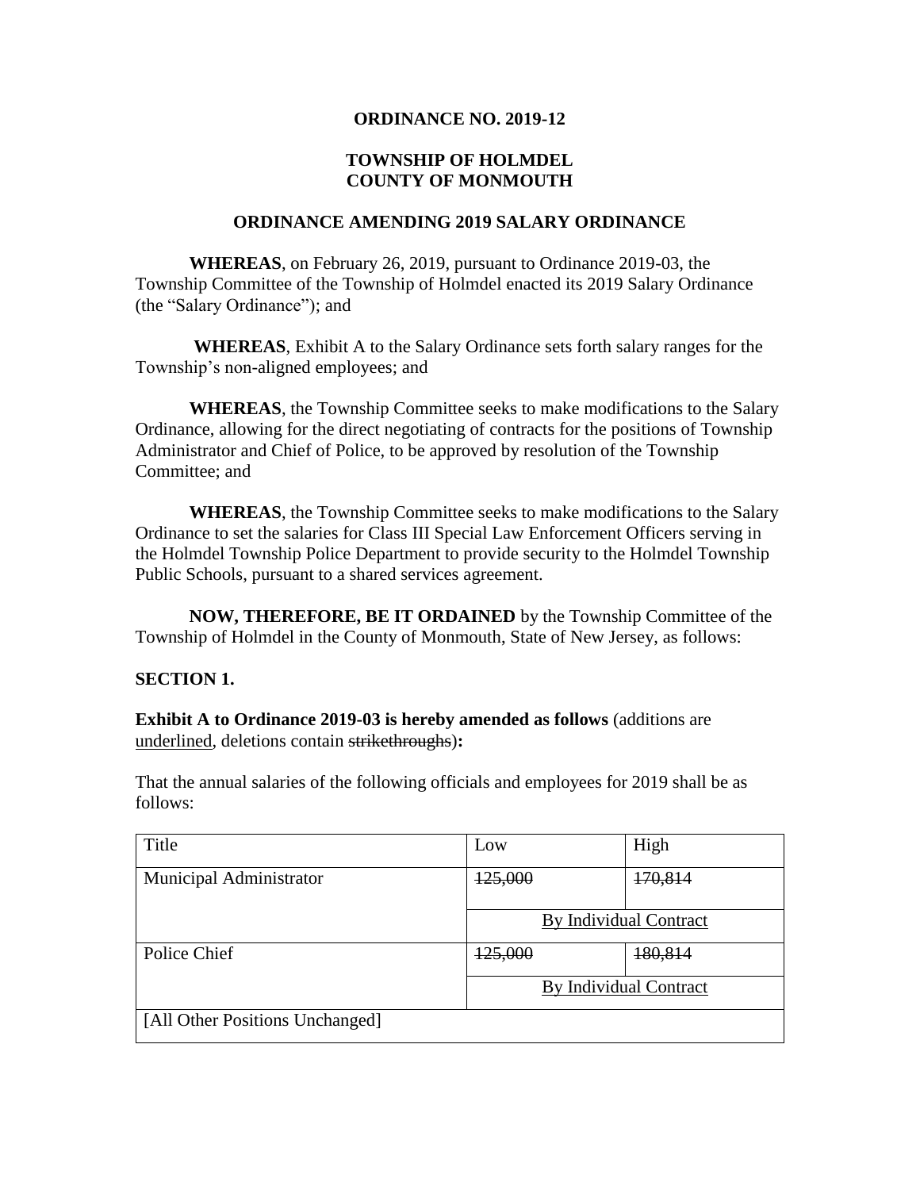**ORDINANCE NO. 2019-12**

**TOWNSHIP OF HOLMDEL**
**COUNTY OF MONMOUTH**

**ORDINANCE AMENDING 2019 SALARY ORDINANCE**

**WHEREAS**, on February 26, 2019, pursuant to Ordinance 2019-03, the Township Committee of the Township of Holmdel enacted its 2019 Salary Ordinance (the "Salary Ordinance"); and

**WHEREAS**, Exhibit A to the Salary Ordinance sets forth salary ranges for the Township's non-aligned employees; and

**WHEREAS**, the Township Committee seeks to make modifications to the Salary Ordinance, allowing for the direct negotiating of contracts for the positions of Township Administrator and Chief of Police, to be approved by resolution of the Township Committee; and

**WHEREAS**, the Township Committee seeks to make modifications to the Salary Ordinance to set the salaries for Class III Special Law Enforcement Officers serving in the Holmdel Township Police Department to provide security to the Holmdel Township Public Schools, pursuant to a shared services agreement.

**NOW, THEREFORE, BE IT ORDAINED** by the Township Committee of the Township of Holmdel in the County of Monmouth, State of New Jersey, as follows:

**SECTION 1.**

**Exhibit A to Ordinance 2019-03 is hereby amended as follows** (additions are <u>underlined</u>, deletions contain ~~strikethroughs~~)**:**

That the annual salaries of the following officials and employees for 2019 shall be as follows:

| Title | Low | High |
|---|---|---|
| Municipal Administrator | ~~125,000~~ | ~~170,814~~ |
| | <u>By Individual Contract</u> | |
| Police Chief | ~~125,000~~ | ~~180,814~~ |
| | <u>By Individual Contract</u> | |
| [All Other Positions Unchanged] | | |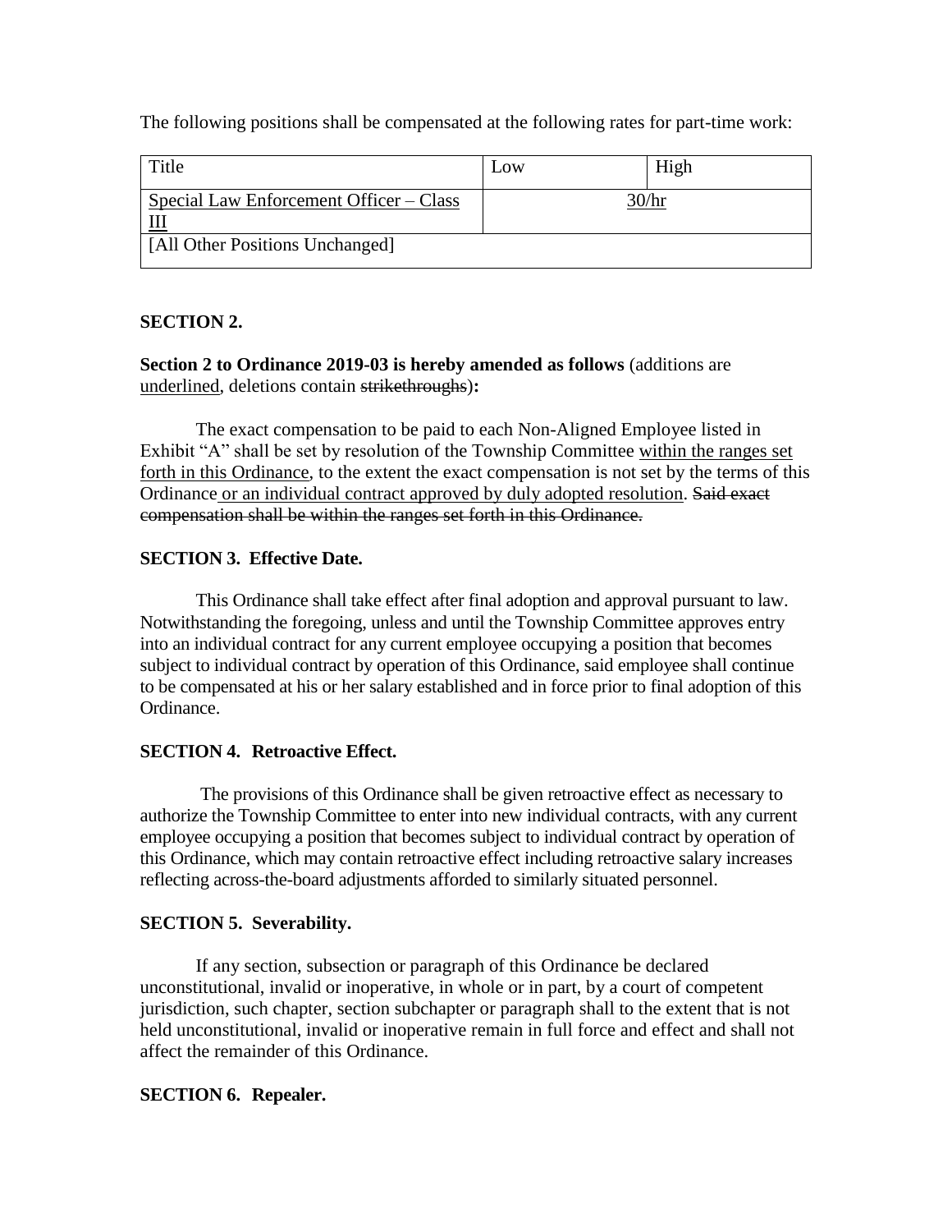The following positions shall be compensated at the following rates for part-time work:

| Title | Low | High |
| --- | --- | --- |
| <u>Special Law Enforcement Officer – Class III</u> | <u>30/hr</u> | |
| [All Other Positions Unchanged] | | |

**SECTION 2.**

**Section 2 to Ordinance 2019-03 is hereby amended as follows** (additions are <u>underlined</u>, deletions contain ~~strikethroughs~~)**:**

The exact compensation to be paid to each Non-Aligned Employee listed in Exhibit "A" shall be set by resolution of the Township Committee <u>within the ranges set forth in this Ordinance</u>, to the extent the exact compensation is not set by the terms of this Ordinance<u> or an individual contract approved by duly adopted resolution</u>. ~~Said exact compensation shall be within the ranges set forth in this Ordinance.~~

**SECTION 3. Effective Date.**

This Ordinance shall take effect after final adoption and approval pursuant to law. Notwithstanding the foregoing, unless and until the Township Committee approves entry into an individual contract for any current employee occupying a position that becomes subject to individual contract by operation of this Ordinance, said employee shall continue to be compensated at his or her salary established and in force prior to final adoption of this Ordinance.

**SECTION 4. Retroactive Effect.**

The provisions of this Ordinance shall be given retroactive effect as necessary to authorize the Township Committee to enter into new individual contracts, with any current employee occupying a position that becomes subject to individual contract by operation of this Ordinance, which may contain retroactive effect including retroactive salary increases reflecting across-the-board adjustments afforded to similarly situated personnel.

**SECTION 5. Severability.**

If any section, subsection or paragraph of this Ordinance be declared unconstitutional, invalid or inoperative, in whole or in part, by a court of competent jurisdiction, such chapter, section subchapter or paragraph shall to the extent that is not held unconstitutional, invalid or inoperative remain in full force and effect and shall not affect the remainder of this Ordinance.

**SECTION 6. Repealer.**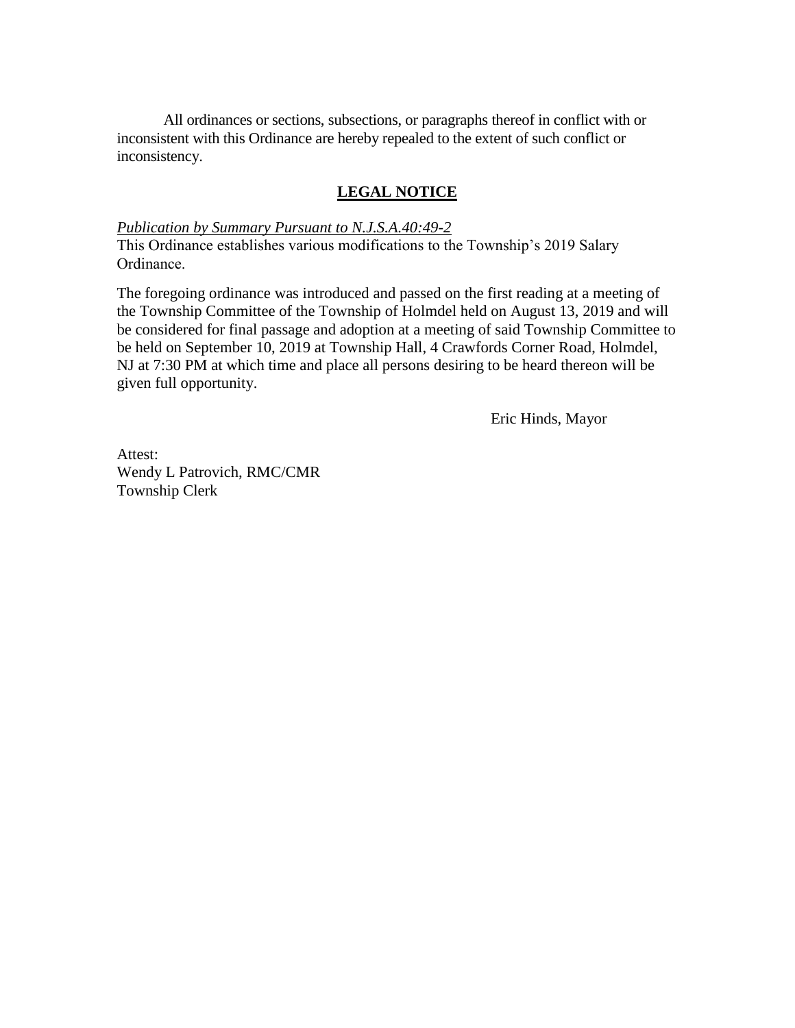All ordinances or sections, subsections, or paragraphs thereof in conflict with or inconsistent with this Ordinance are hereby repealed to the extent of such conflict or inconsistency.

## **LEGAL NOTICE**

*Publication by Summary Pursuant to N.J.S.A.40:49-2*

This Ordinance establishes various modifications to the Township's 2019 Salary Ordinance.

The foregoing ordinance was introduced and passed on the first reading at a meeting of the Township Committee of the Township of Holmdel held on August 13, 2019 and will be considered for final passage and adoption at a meeting of said Township Committee to be held on September 10, 2019 at Township Hall, 4 Crawfords Corner Road, Holmdel, NJ at 7:30 PM at which time and place all persons desiring to be heard thereon will be given full opportunity.

Eric Hinds, Mayor

Attest:
Wendy L Patrovich, RMC/CMR
Township Clerk